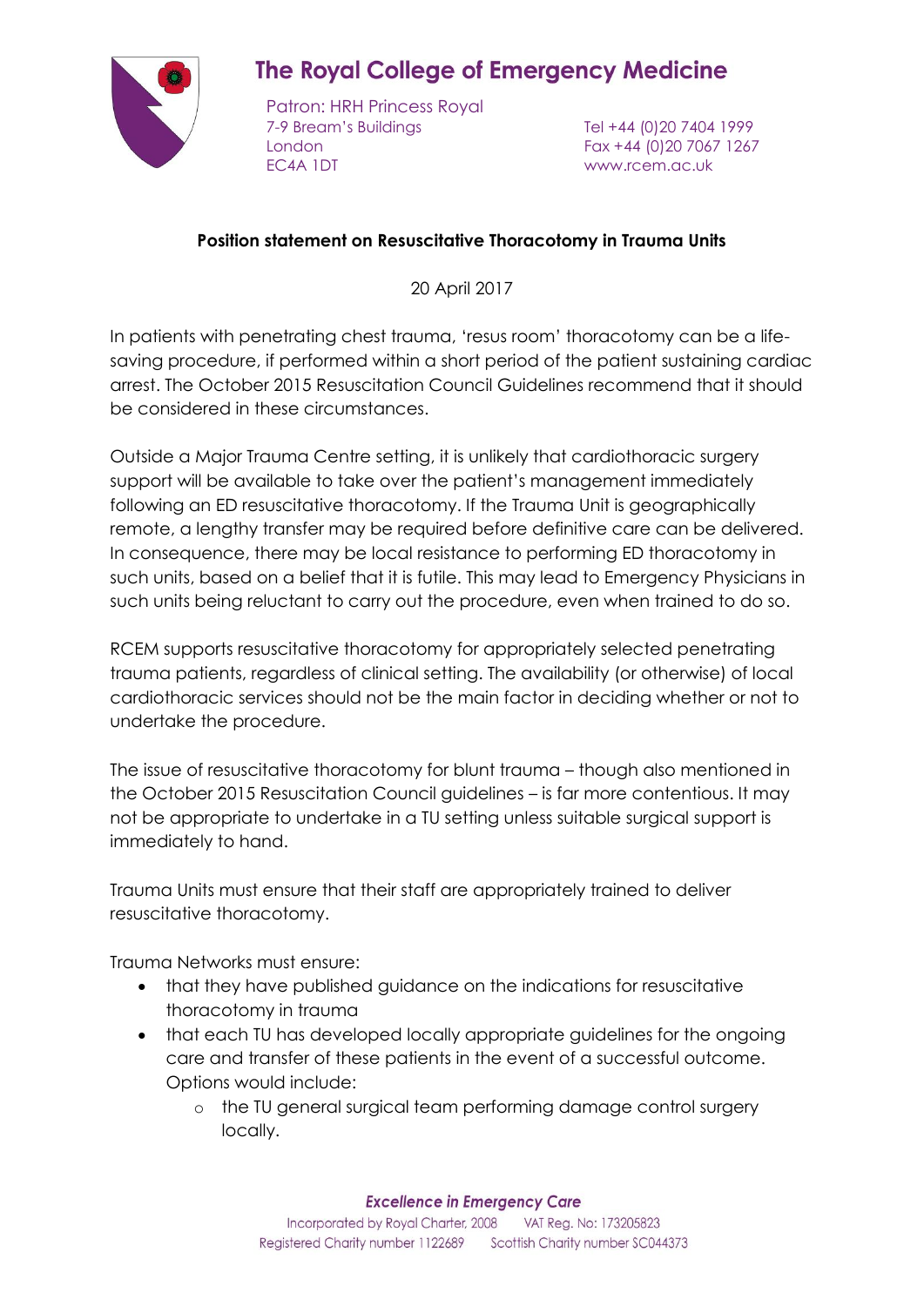# The Royal College of Emergency Medicine

Patron: HRH Princess Royal
7-9 Bream's Buildings
London
EC4A 1DT

Tel +44 (0)20 7404 1999
Fax +44 (0)20 7067 1267
www.rcem.ac.uk

**Position statement on Resuscitative Thoracotomy in Trauma Units**

20 April 2017

In patients with penetrating chest trauma, 'resus room' thoracotomy can be a life-saving procedure, if performed within a short period of the patient sustaining cardiac arrest. The October 2015 Resuscitation Council Guidelines recommend that it should be considered in these circumstances.

Outside a Major Trauma Centre setting, it is unlikely that cardiothoracic surgery support will be available to take over the patient's management immediately following an ED resuscitative thoracotomy. If the Trauma Unit is geographically remote, a lengthy transfer may be required before definitive care can be delivered. In consequence, there may be local resistance to performing ED thoracotomy in such units, based on a belief that it is futile. This may lead to Emergency Physicians in such units being reluctant to carry out the procedure, even when trained to do so.

RCEM supports resuscitative thoracotomy for appropriately selected penetrating trauma patients, regardless of clinical setting. The availability (or otherwise) of local cardiothoracic services should not be the main factor in deciding whether or not to undertake the procedure.

The issue of resuscitative thoracotomy for blunt trauma – though also mentioned in the October 2015 Resuscitation Council guidelines – is far more contentious. It may not be appropriate to undertake in a TU setting unless suitable surgical support is immediately to hand.

Trauma Units must ensure that their staff are appropriately trained to deliver resuscitative thoracotomy.

Trauma Networks must ensure:

- that they have published guidance on the indications for resuscitative thoracotomy in trauma
- that each TU has developed locally appropriate guidelines for the ongoing care and transfer of these patients in the event of a successful outcome. Options would include:
    - the TU general surgical team performing damage control surgery locally.

*Excellence in Emergency Care*

Incorporated by Royal Charter, 2008 VAT Reg. No: 173205823
Registered Charity number 1122689 Scottish Charity number SC044373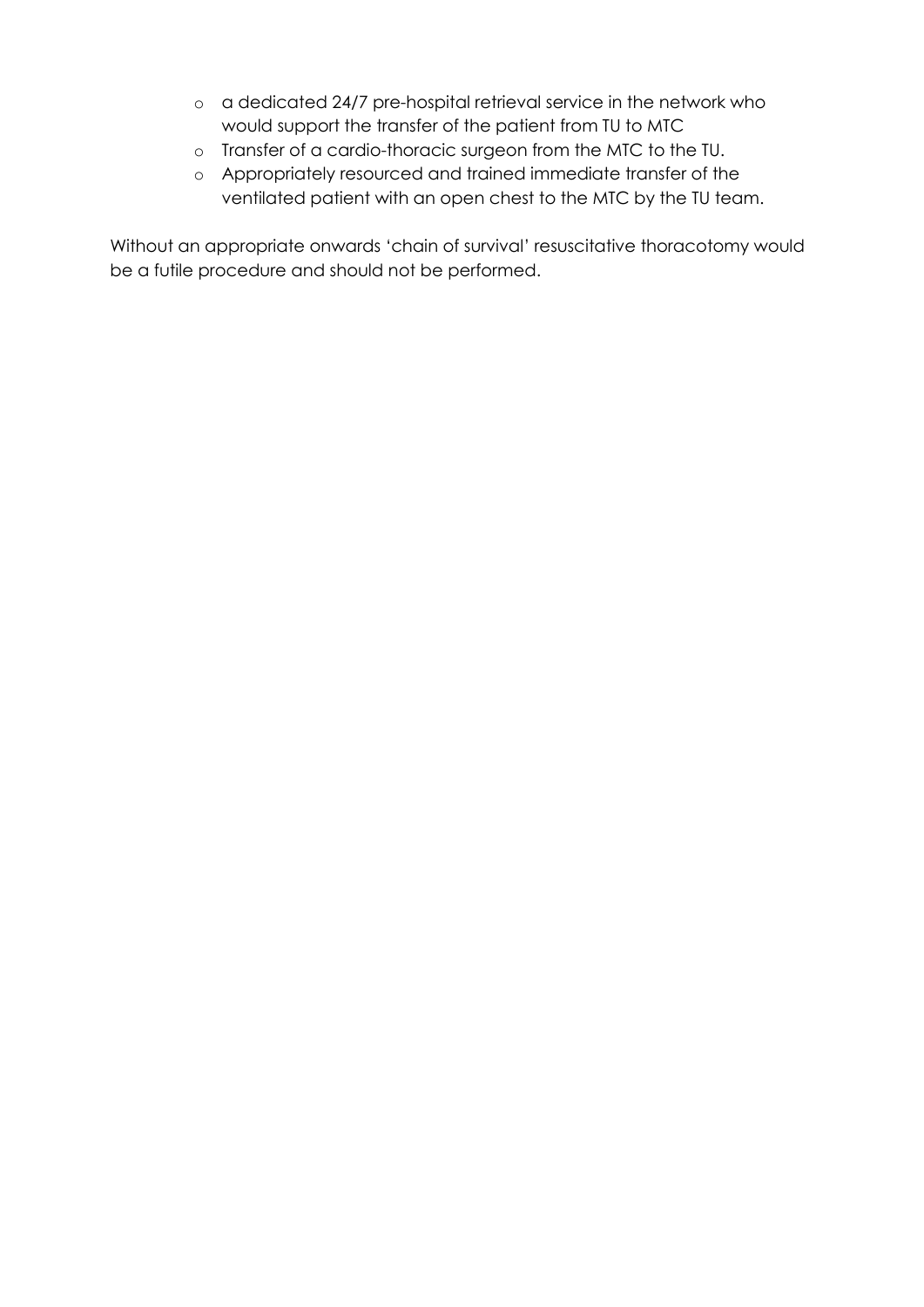- a dedicated 24/7 pre-hospital retrieval service in the network who would support the transfer of the patient from TU to MTC
- Transfer of a cardio-thoracic surgeon from the MTC to the TU.
- Appropriately resourced and trained immediate transfer of the ventilated patient with an open chest to the MTC by the TU team.

Without an appropriate onwards 'chain of survival' resuscitative thoracotomy would be a futile procedure and should not be performed.